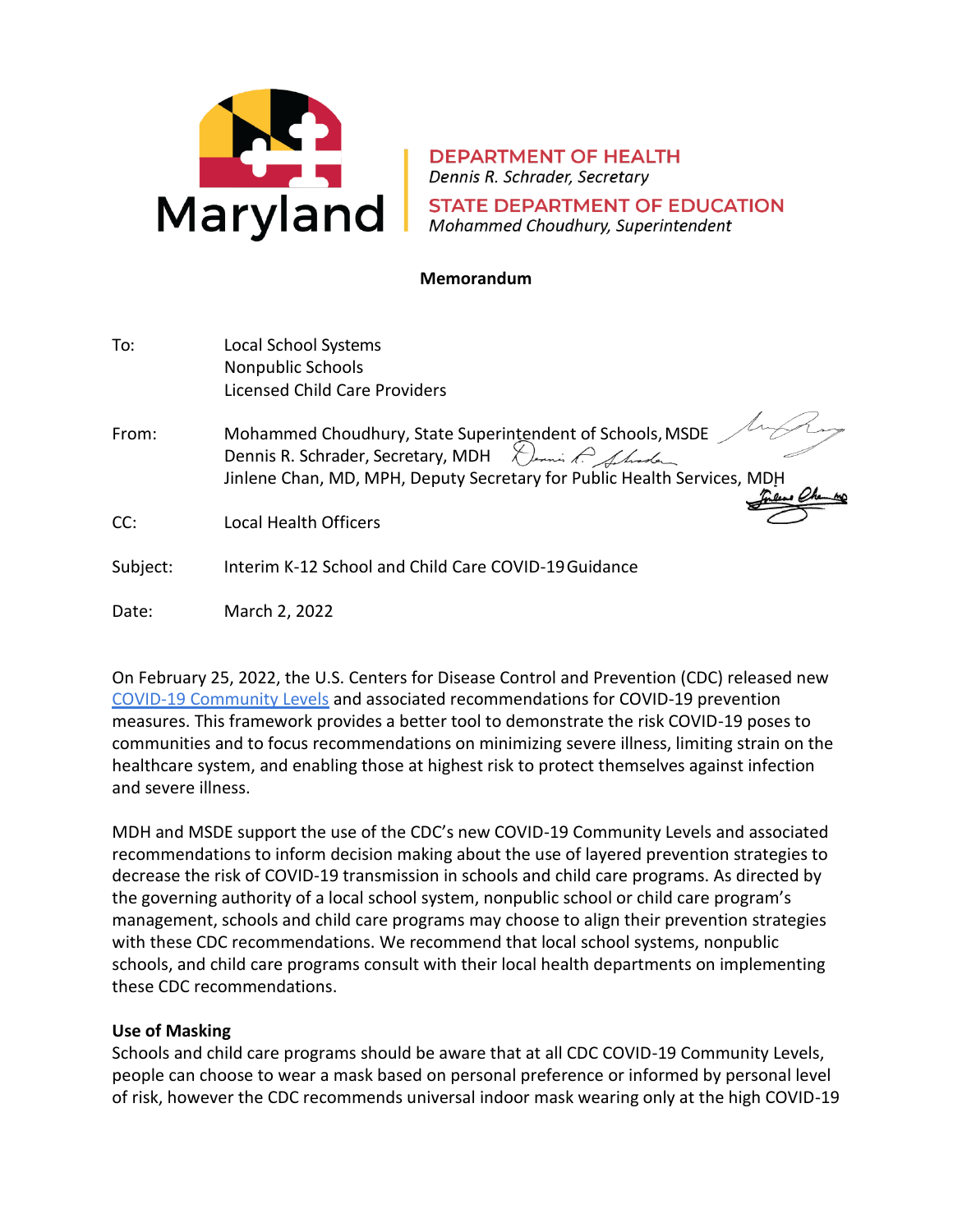Maryland

**DEPARTMENT OF HEALTH**
*Dennis R. Schrader, Secretary*

**STATE DEPARTMENT OF EDUCATION**
*Mohammed Choudhury, Superintendent*

**Memorandum**

| | |
|---|---|
| To: | Local School Systems<br>Nonpublic Schools<br>Licensed Child Care Providers |
| From: | Mohammed Choudhury, State Superintendent of Schools, MSDE<br>Dennis R. Schrader, Secretary, MDH<br>Jinlene Chan, MD, MPH, Deputy Secretary for Public Health Services, MDH |
| CC: | Local Health Officers |
| Subject: | Interim K-12 School and Child Care COVID-19 Guidance |
| Date: | March 2, 2022 |

On February 25, 2022, the U.S. Centers for Disease Control and Prevention (CDC) released new [COVID-19 Community Levels] and associated recommendations for COVID-19 prevention measures. This framework provides a better tool to demonstrate the risk COVID-19 poses to communities and to focus recommendations on minimizing severe illness, limiting strain on the healthcare system, and enabling those at highest risk to protect themselves against infection and severe illness.

MDH and MSDE support the use of the CDC's new COVID-19 Community Levels and associated recommendations to inform decision making about the use of layered prevention strategies to decrease the risk of COVID-19 transmission in schools and child care programs. As directed by the governing authority of a local school system, nonpublic school or child care program's management, schools and child care programs may choose to align their prevention strategies with these CDC recommendations. We recommend that local school systems, nonpublic schools, and child care programs consult with their local health departments on implementing these CDC recommendations.

**Use of Masking**
Schools and child care programs should be aware that at all CDC COVID-19 Community Levels, people can choose to wear a mask based on personal preference or informed by personal level of risk, however the CDC recommends universal indoor mask wearing only at the high COVID-19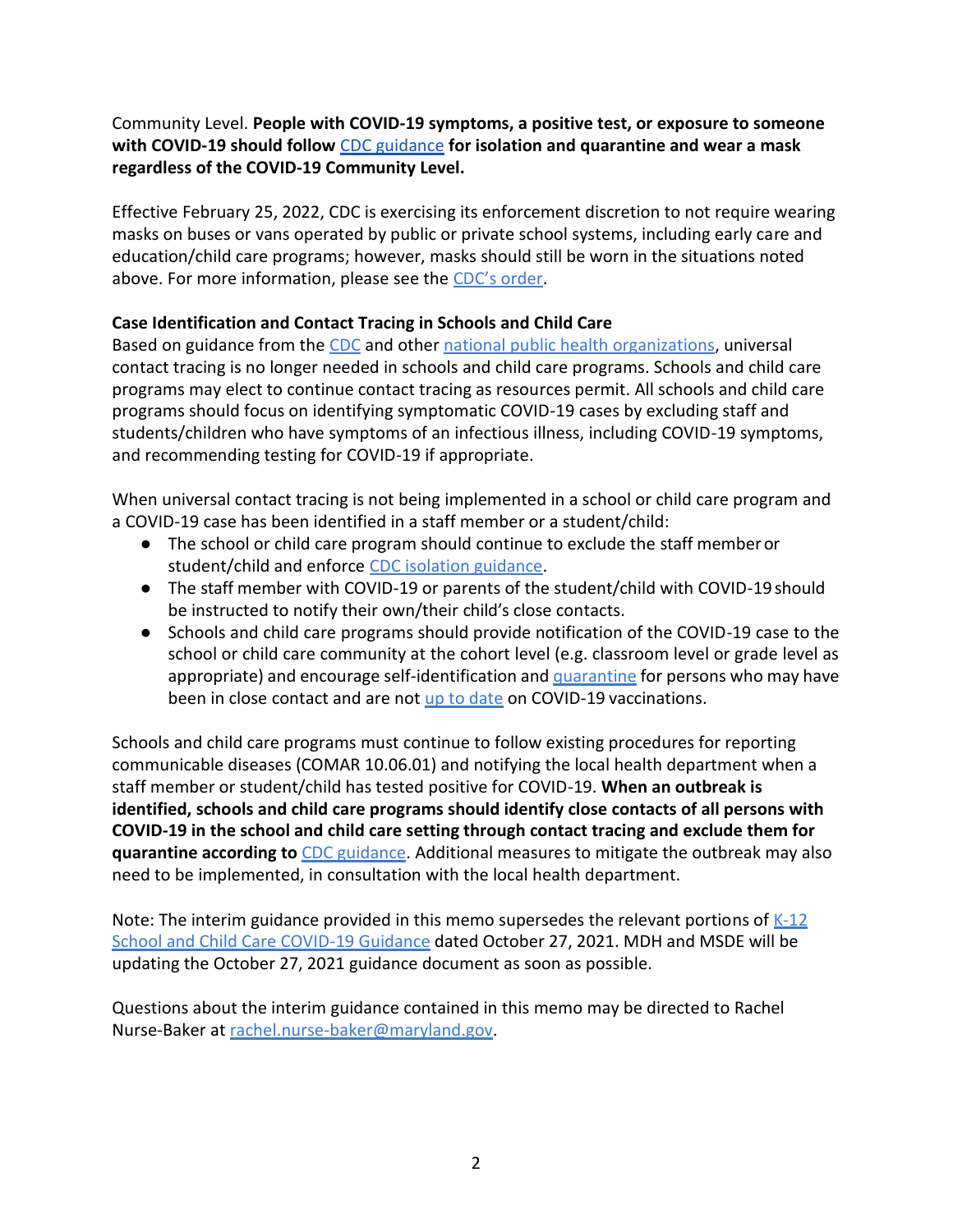Community Level. **People with COVID-19 symptoms, a positive test, or exposure to someone with COVID-19 should follow** CDC guidance **for isolation and quarantine and wear a mask regardless of the COVID-19 Community Level.**

Effective February 25, 2022, CDC is exercising its enforcement discretion to not require wearing masks on buses or vans operated by public or private school systems, including early care and education/child care programs; however, masks should still be worn in the situations noted above. For more information, please see the CDC's order.

**Case Identification and Contact Tracing in Schools and Child Care**

Based on guidance from the CDC and other national public health organizations, universal contact tracing is no longer needed in schools and child care programs. Schools and child care programs may elect to continue contact tracing as resources permit. All schools and child care programs should focus on identifying symptomatic COVID-19 cases by excluding staff and students/children who have symptoms of an infectious illness, including COVID-19 symptoms, and recommending testing for COVID-19 if appropriate.

When universal contact tracing is not being implemented in a school or child care program and a COVID-19 case has been identified in a staff member or a student/child:

- The school or child care program should continue to exclude the staff member or student/child and enforce CDC isolation guidance.
- The staff member with COVID-19 or parents of the student/child with COVID-19 should be instructed to notify their own/their child's close contacts.
- Schools and child care programs should provide notification of the COVID-19 case to the school or child care community at the cohort level (e.g. classroom level or grade level as appropriate) and encourage self-identification and quarantine for persons who may have been in close contact and are not up to date on COVID-19 vaccinations.

Schools and child care programs must continue to follow existing procedures for reporting communicable diseases (COMAR 10.06.01) and notifying the local health department when a staff member or student/child has tested positive for COVID-19. **When an outbreak is identified, schools and child care programs should identify close contacts of all persons with COVID-19 in the school and child care setting through contact tracing and exclude them for quarantine according to** CDC guidance. Additional measures to mitigate the outbreak may also need to be implemented, in consultation with the local health department.

Note: The interim guidance provided in this memo supersedes the relevant portions of K-12 School and Child Care COVID-19 Guidance dated October 27, 2021. MDH and MSDE will be updating the October 27, 2021 guidance document as soon as possible.

Questions about the interim guidance contained in this memo may be directed to Rachel Nurse-Baker at rachel.nurse-baker@maryland.gov.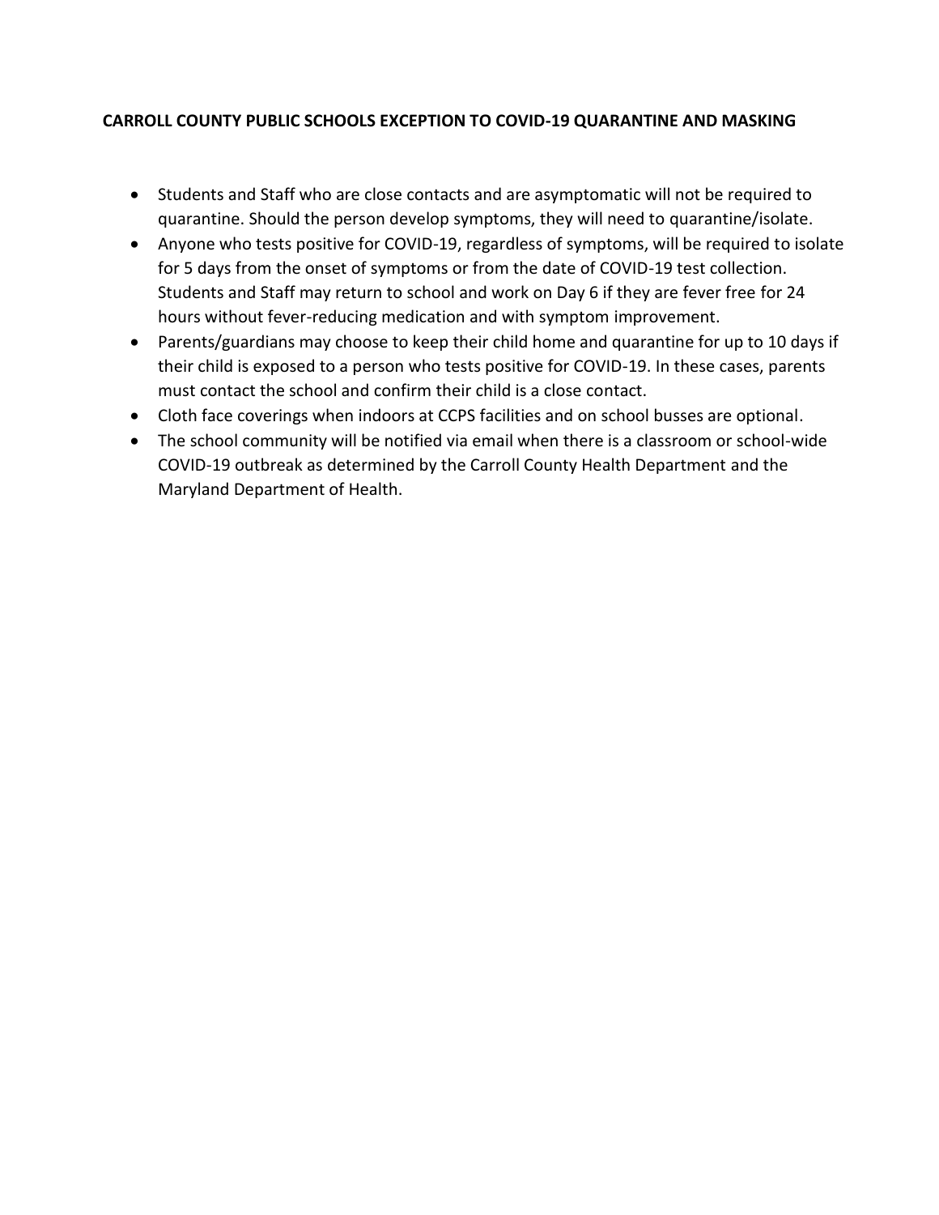**CARROLL COUNTY PUBLIC SCHOOLS EXCEPTION TO COVID-19 QUARANTINE AND MASKING**

- Students and Staff who are close contacts and are asymptomatic will not be required to quarantine. Should the person develop symptoms, they will need to quarantine/isolate.
- Anyone who tests positive for COVID-19, regardless of symptoms, will be required to isolate for 5 days from the onset of symptoms or from the date of COVID-19 test collection. Students and Staff may return to school and work on Day 6 if they are fever free for 24 hours without fever-reducing medication and with symptom improvement.
- Parents/guardians may choose to keep their child home and quarantine for up to 10 days if their child is exposed to a person who tests positive for COVID-19. In these cases, parents must contact the school and confirm their child is a close contact.
- Cloth face coverings when indoors at CCPS facilities and on school busses are optional.
- The school community will be notified via email when there is a classroom or school-wide COVID-19 outbreak as determined by the Carroll County Health Department and the Maryland Department of Health.